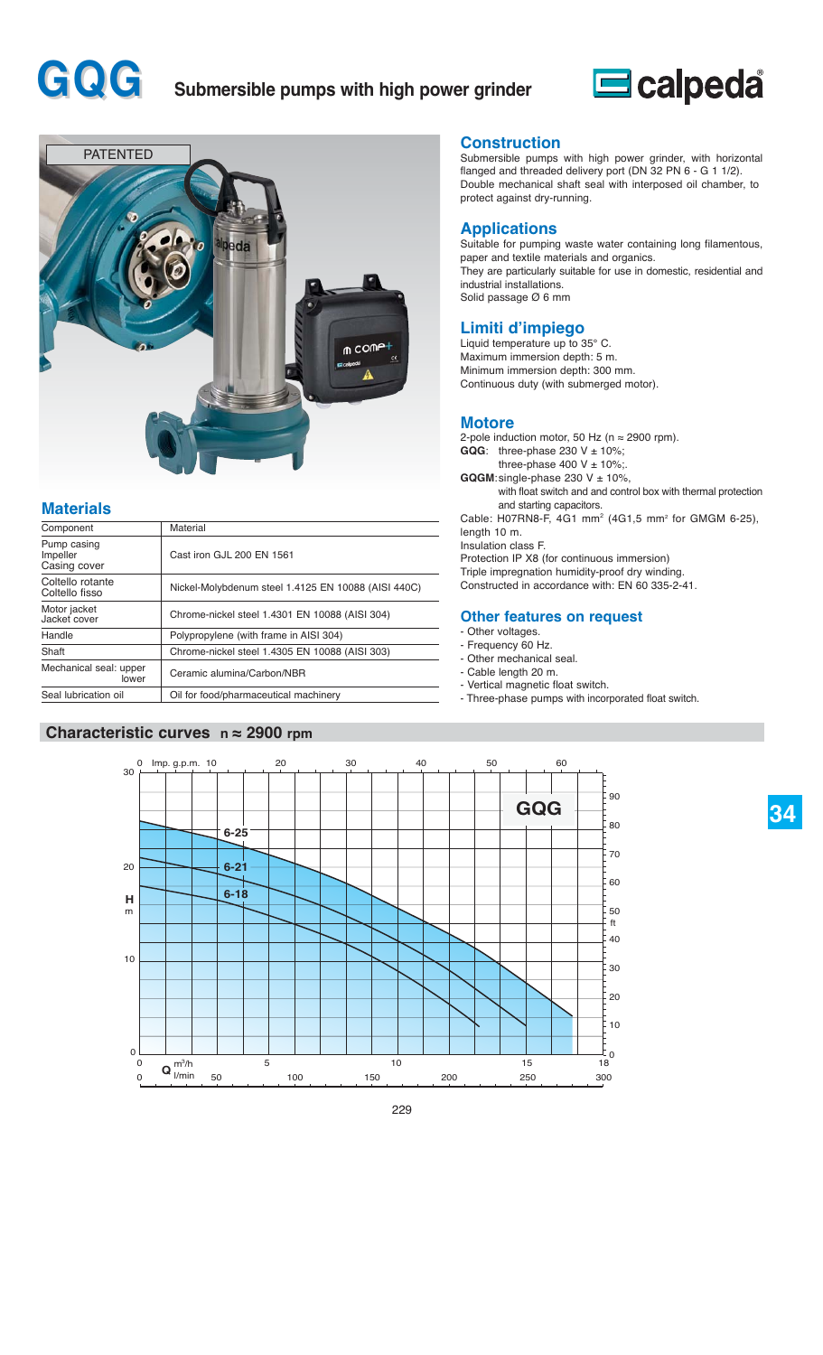# GQG Submersible pumps with high power grinder

PATENTED

## Materials

| Component | Material |
|---|---|
| Pump casing<br>Impeller<br>Casing cover | Cast iron GJL 200 EN 1561 |
| Coltello rotante<br>Coltello fisso | Nickel-Molybdenum steel 1.4125 EN 10088 (AISI 440C) |
| Motor jacket<br>Jacket cover | Chrome-nickel steel 1.4301 EN 10088 (AISI 304) |
| Handle | Polypropylene (with frame in AISI 304) |
| Shaft | Chrome-nickel steel 1.4305 EN 10088 (AISI 303) |
| Mechanical seal: upper<br>lower | Ceramic alumina/Carbon/NBR |
| Seal lubrication oil | Oil for food/pharmaceutical machinery |

## Construction

Submersible pumps with high power grinder, with horizontal flanged and threaded delivery port (DN 32 PN 6 - G 1 1/2).
Double mechanical shaft seal with interposed oil chamber, to protect against dry-running.

## Applications

Suitable for pumping waste water containing long filamentous, paper and textile materials and organics.
They are particularly suitable for use in domestic, residential and industrial installations.
Solid passage Ø 6 mm

## Limiti d'impiego

Liquid temperature up to 35° C.
Maximum immersion depth: 5 m.
Minimum immersion depth: 300 mm.
Continuous duty (with submerged motor).

## Motore

2-pole induction motor, 50 Hz (n ≈ 2900 rpm).
**GQG**: three-phase 230 V ± 10%;
three-phase 400 V ± 10%;.
**GQGM**: single-phase 230 V ± 10%.
with float switch and and control box with thermal protection and starting capacitors.
Cable: H07RN8-F, 4G1 mm² (4G1,5 mm² for GMGM 6-25), length 10 m.
Insulation class F.
Protection IP X8 (for continuous immersion)
Triple impregnation humidity-proof dry winding.
Constructed in accordance with: EN 60 335-2-41.

## Other features on request

- Other voltages.
- Frequency 60 Hz.
- Other mechanical seal.
- Cable length 20 m.
- Vertical magnetic float switch.
- Three-phase pumps with incorporated float switch.

## Characteristic curves n ≈ 2900 rpm

GQG: curves 6-25, 6-21, 6-18. H (m): 0–30; H (ft): 0–90. Q (m³/h): 0–18; Q (l/min): 0–300; Imp. g.p.m.: 0–60.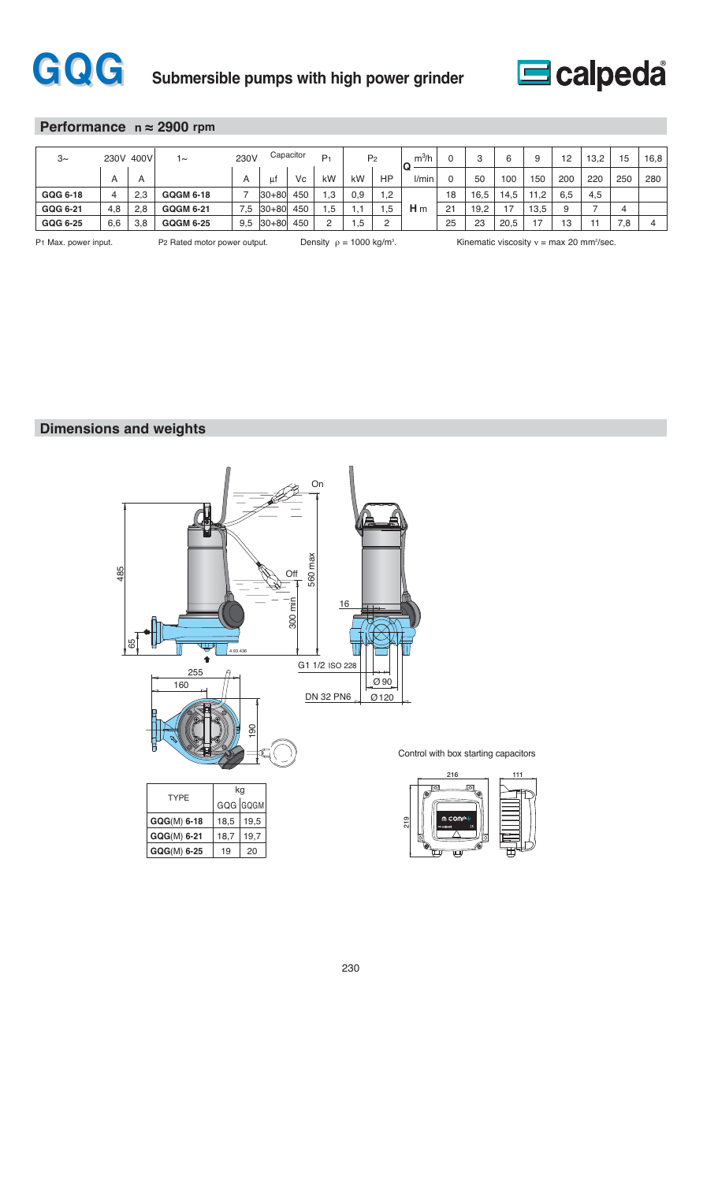# GQG Submersible pumps with high power grinder

## Performance n ≈ 2900 rpm

| 3~ | 230V | 400V | 1~ | 230V | Capacitor | | $P_1$ | $P_2$ | | Q $m^3/h$ | 0 | 3 | 6 | 9 | 12 | 13,2 | 15 | 16,8 |
|---|---|---|---|---|---|---|---|---|---|---|---|---|---|---|---|---|---|---|
| | A | A | | A | µf | Vc | kW | kW | HP | l/min | 0 | 50 | 100 | 150 | 200 | 220 | 250 | 280 |
| **GQG 6-18** | 4 | 2,3 | **GQGM 6-18** | 7 | 30+80 | 450 | 1,3 | 0,9 | 1,2 | **H** m | 18 | 16,5 | 14,5 | 11,2 | 6,5 | 4,5 | | |
| **GQG 6-21** | 4,8 | 2,8 | **GQGM 6-21** | 7,5 | 30+80 | 450 | 1,5 | 1,1 | 1,5 | | 21 | 19,2 | 17 | 13,5 | 9 | 7 | 4 | |
| **GQG 6-25** | 6,6 | 3,8 | **GQGM 6-25** | 9,5 | 30+80 | 450 | 2 | 1,5 | 2 | | 25 | 23 | 20,5 | 17 | 13 | 11 | 7,8 | 4 |

$P_1$ Max. power input. $P_2$ Rated motor power output. Density $\rho = 1000$ kg/m³. Kinematic viscosity $\nu$ = max 20 mm²/sec.

## Dimensions and weights

| TYPE | kg | |
|---|---|---|
| | GQG | GQGM |
| **GQG**(M) **6-18** | 18,5 | 19,5 |
| **GQG**(M) **6-21** | 18,7 | 19,7 |
| **GQG**(M) **6-25** | 19 | 20 |

Control with box starting capacitors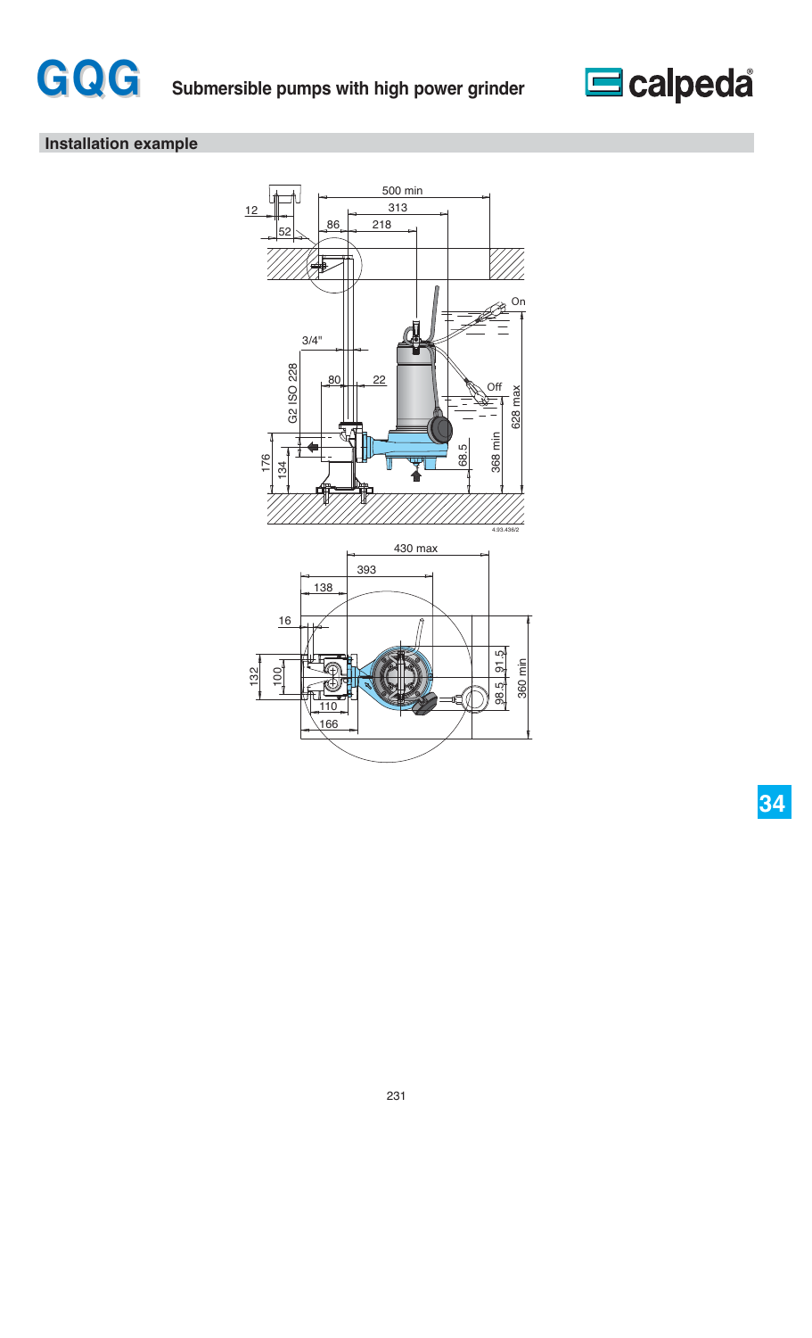## Installation example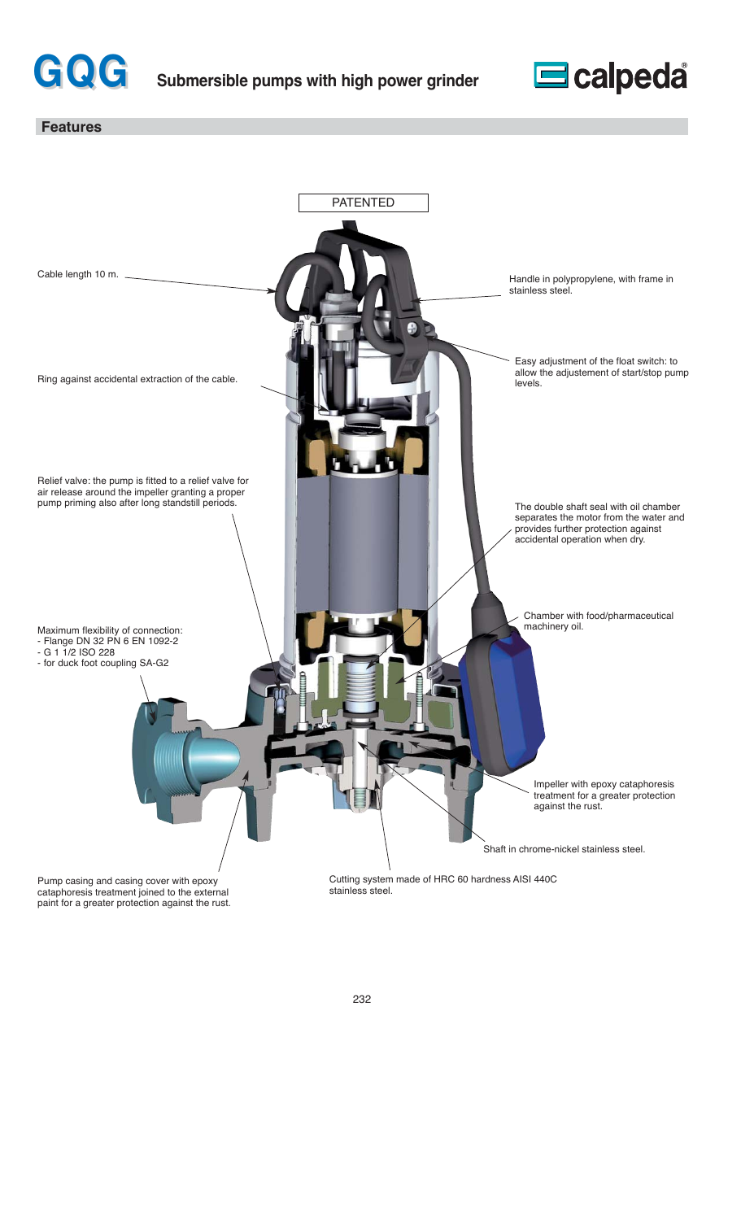# GQG Submersible pumps with high power grinder

## Features

PATENTED

Cable length 10 m.

Handle in polypropylene, with frame in stainless steel.

Easy adjustment of the float switch: to allow the adjustement of start/stop pump levels.

Ring against accidental extraction of the cable.

Relief valve: the pump is fitted to a relief valve for air release around the impeller granting a proper pump priming also after long standstill periods.

The double shaft seal with oil chamber separates the motor from the water and provides further protection against accidental operation when dry.

Chamber with food/pharmaceutical machinery oil.

Maximum flexibility of connection:
- Flange DN 32 PN 6 EN 1092-2
- G 1 1/2 ISO 228
- for duck foot coupling SA-G2

Impeller with epoxy cataphoresis treatment for a greater protection against the rust.

Shaft in chrome-nickel stainless steel.

Pump casing and casing cover with epoxy cataphoresis treatment joined to the external paint for a greater protection against the rust.

Cutting system made of HRC 60 hardness AISI 440C stainless steel.